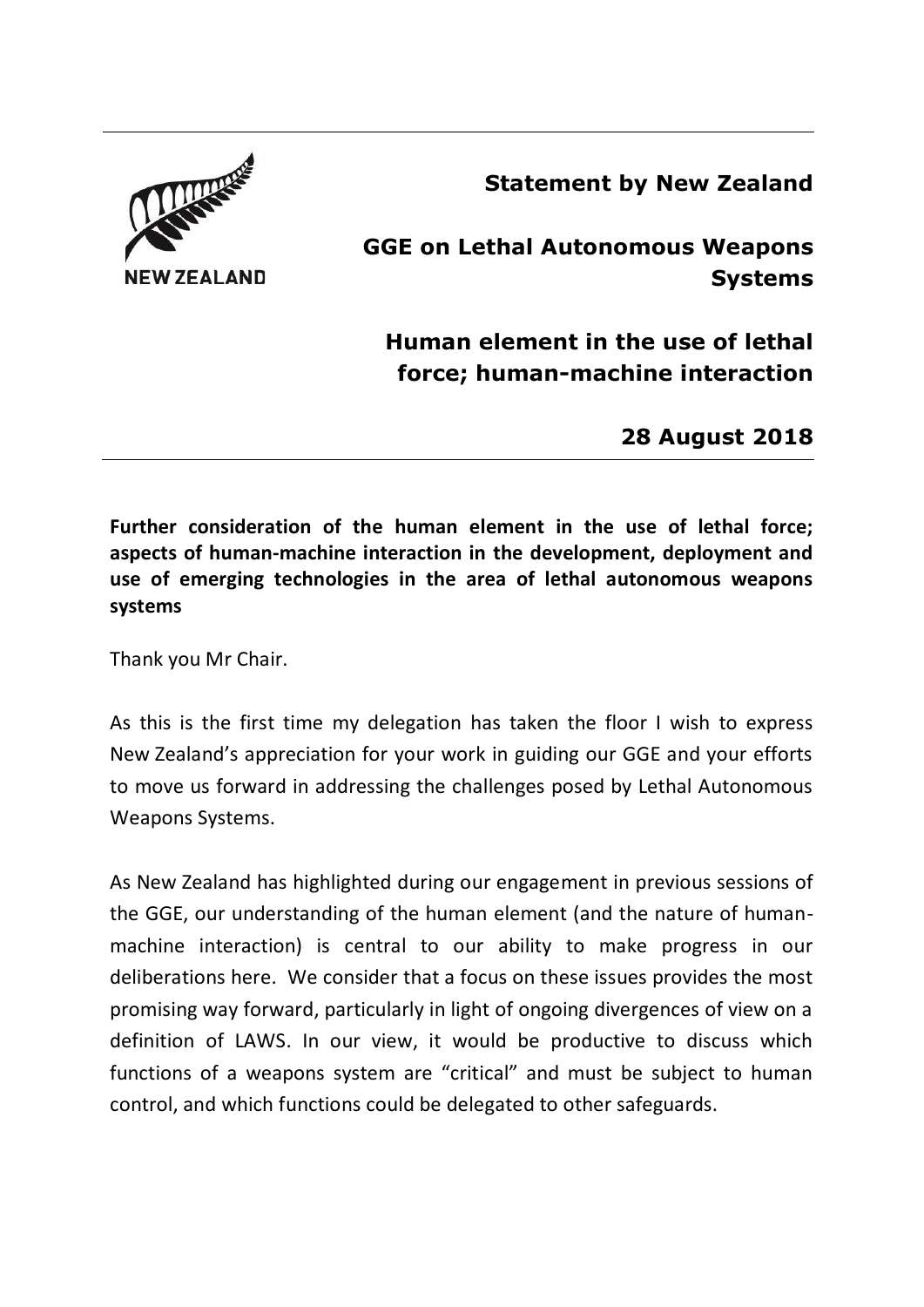NEW ZEALAND

**Statement by New Zealand**

**GGE on Lethal Autonomous Weapons Systems**

**Human element in the use of lethal force; human-machine interaction**

**28 August 2018**

---

**Further consideration of the human element in the use of lethal force; aspects of human-machine interaction in the development, deployment and use of emerging technologies in the area of lethal autonomous weapons systems**

Thank you Mr Chair.

As this is the first time my delegation has taken the floor I wish to express New Zealand's appreciation for your work in guiding our GGE and your efforts to move us forward in addressing the challenges posed by Lethal Autonomous Weapons Systems.

As New Zealand has highlighted during our engagement in previous sessions of the GGE, our understanding of the human element (and the nature of human-machine interaction) is central to our ability to make progress in our deliberations here. We consider that a focus on these issues provides the most promising way forward, particularly in light of ongoing divergences of view on a definition of LAWS. In our view, it would be productive to discuss which functions of a weapons system are "critical" and must be subject to human control, and which functions could be delegated to other safeguards.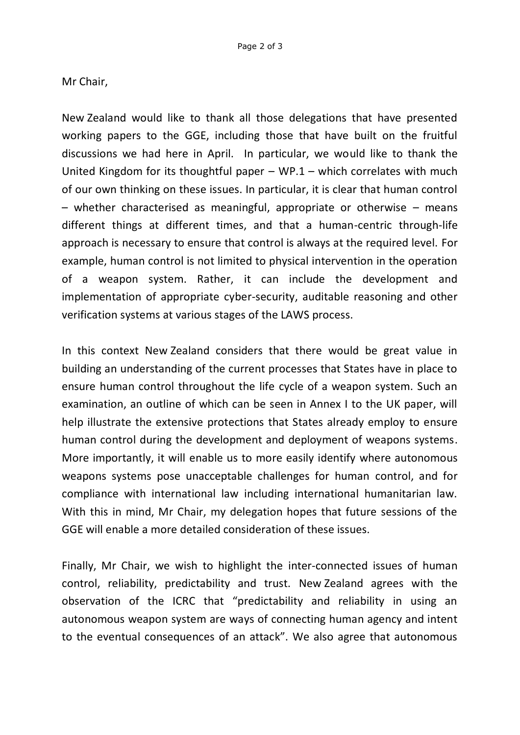Mr Chair,

New Zealand would like to thank all those delegations that have presented working papers to the GGE, including those that have built on the fruitful discussions we had here in April. In particular, we would like to thank the United Kingdom for its thoughtful paper – WP.1 – which correlates with much of our own thinking on these issues. In particular, it is clear that human control – whether characterised as meaningful, appropriate or otherwise – means different things at different times, and that a human-centric through-life approach is necessary to ensure that control is always at the required level. For example, human control is not limited to physical intervention in the operation of a weapon system. Rather, it can include the development and implementation of appropriate cyber-security, auditable reasoning and other verification systems at various stages of the LAWS process.

In this context New Zealand considers that there would be great value in building an understanding of the current processes that States have in place to ensure human control throughout the life cycle of a weapon system. Such an examination, an outline of which can be seen in Annex I to the UK paper, will help illustrate the extensive protections that States already employ to ensure human control during the development and deployment of weapons systems. More importantly, it will enable us to more easily identify where autonomous weapons systems pose unacceptable challenges for human control, and for compliance with international law including international humanitarian law. With this in mind, Mr Chair, my delegation hopes that future sessions of the GGE will enable a more detailed consideration of these issues.

Finally, Mr Chair, we wish to highlight the inter-connected issues of human control, reliability, predictability and trust. New Zealand agrees with the observation of the ICRC that "predictability and reliability in using an autonomous weapon system are ways of connecting human agency and intent to the eventual consequences of an attack". We also agree that autonomous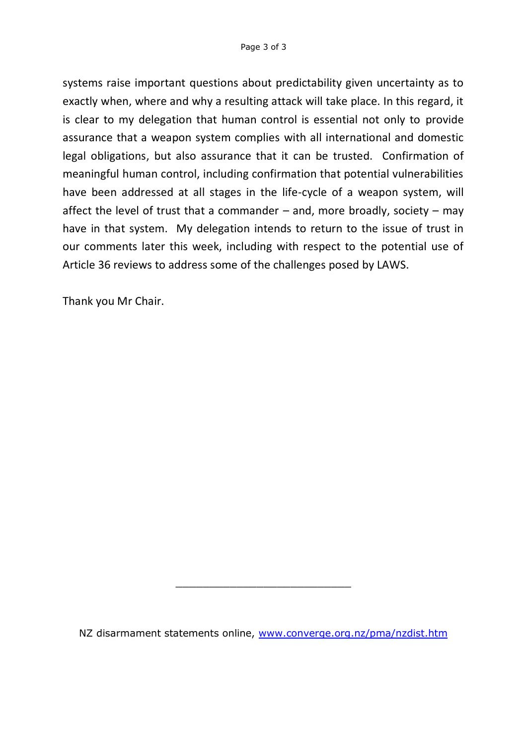systems raise important questions about predictability given uncertainty as to exactly when, where and why a resulting attack will take place. In this regard, it is clear to my delegation that human control is essential not only to provide assurance that a weapon system complies with all international and domestic legal obligations, but also assurance that it can be trusted. Confirmation of meaningful human control, including confirmation that potential vulnerabilities have been addressed at all stages in the life-cycle of a weapon system, will affect the level of trust that a commander – and, more broadly, society – may have in that system. My delegation intends to return to the issue of trust in our comments later this week, including with respect to the potential use of Article 36 reviews to address some of the challenges posed by LAWS.

Thank you Mr Chair.

---

NZ disarmament statements online, [www.converge.org.nz/pma/nzdist.htm](http://www.converge.org.nz/pma/nzdist.htm)